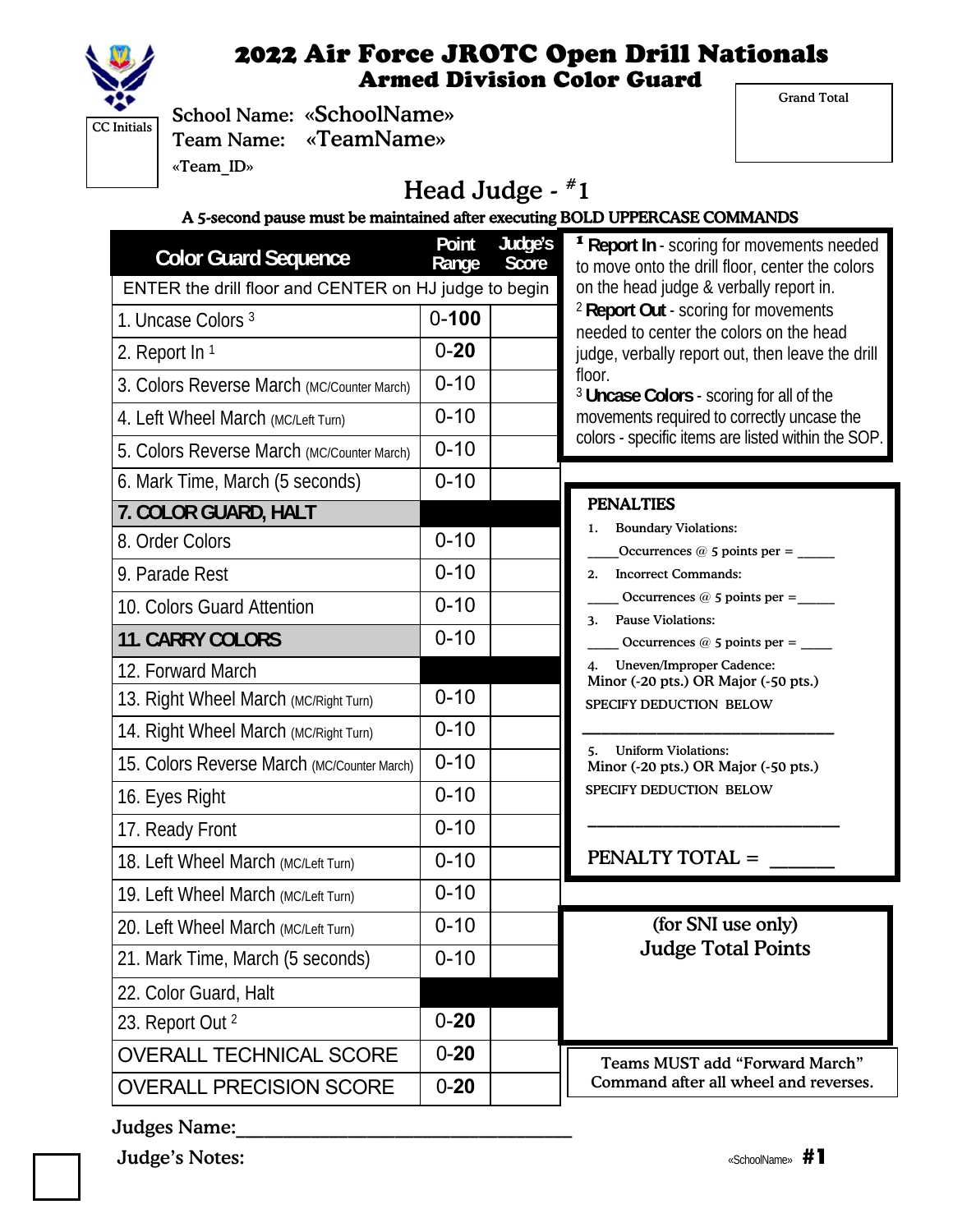# 2022 Air Force JROTC Open Drill Nationals

## Armed Division Color Guard

CC Initials

School Name: «SchoolName»

Team Name: «TeamName»

«Team_ID»

Grand Total

## Head Judge - #1

**A 5-second pause must be maintained after executing BOLD UPPERCASE COMMANDS**

| Color Guard Sequence | Point Range | Judge's Score |
|---|---|---|
| ENTER the drill floor and CENTER on HJ judge to begin | | |
| 1. Uncase Colors [3] | 0-**100** | |
| 2. Report In [1] | 0-**20** | |
| 3. Colors Reverse March (MC/Counter March) | 0-10 | |
| 4. Left Wheel March (MC/Left Turn) | 0-10 | |
| 5. Colors Reverse March (MC/Counter March) | 0-10 | |
| 6. Mark Time, March (5 seconds) | 0-10 | |
| **7. COLOR GUARD, HALT** | | |
| 8. Order Colors | 0-10 | |
| 9. Parade Rest | 0-10 | |
| 10. Colors Guard Attention | 0-10 | |
| **11. CARRY COLORS** | 0-10 | |
| 12. Forward March | | |
| 13. Right Wheel March (MC/Right Turn) | 0-10 | |
| 14. Right Wheel March (MC/Right Turn) | 0-10 | |
| 15. Colors Reverse March (MC/Counter March) | 0-10 | |
| 16. Eyes Right | 0-10 | |
| 17. Ready Front | 0-10 | |
| 18. Left Wheel March (MC/Left Turn) | 0-10 | |
| 19. Left Wheel March (MC/Left Turn) | 0-10 | |
| 20. Left Wheel March (MC/Left Turn) | 0-10 | |
| 21. Mark Time, March (5 seconds) | 0-10 | |
| 22. Color Guard, Halt | | |
| 23. Report Out [2] | 0-**20** | |
| OVERALL TECHNICAL SCORE | 0-**20** | |
| OVERALL PRECISION SCORE | 0-**20** | |

[1] **Report In** - scoring for movements needed to move onto the drill floor, center the colors on the head judge & verbally report in.

[2] **Report Out** - scoring for movements needed to center the colors on the head judge, verbally report out, then leave the drill floor.

[3] **Uncase Colors** - scoring for all of the movements required to correctly uncase the colors - specific items are listed within the SOP.

**PENALTIES**

1. Boundary Violations:
   ____Occurrences @ 5 points per = _____
2. Incorrect Commands:
   ____ Occurrences @ 5 points per =_____
3. Pause Violations:
   ____ Occurrences @ 5 points per = ____
4. Uneven/Improper Cadence:
   Minor (-20 pts.) OR Major (-50 pts.)
   SPECIFY DEDUCTION BELOW
   ______________________________
5. Uniform Violations:
   Minor (-20 pts.) OR Major (-50 pts.)
   SPECIFY DEDUCTION BELOW
   ______________________________

PENALTY TOTAL = ______

(for SNI use only)
Judge Total Points

Teams MUST add "Forward March" Command after all wheel and reverses.

Judges Name:_______________________________

Judge's Notes:

«SchoolName» **#1**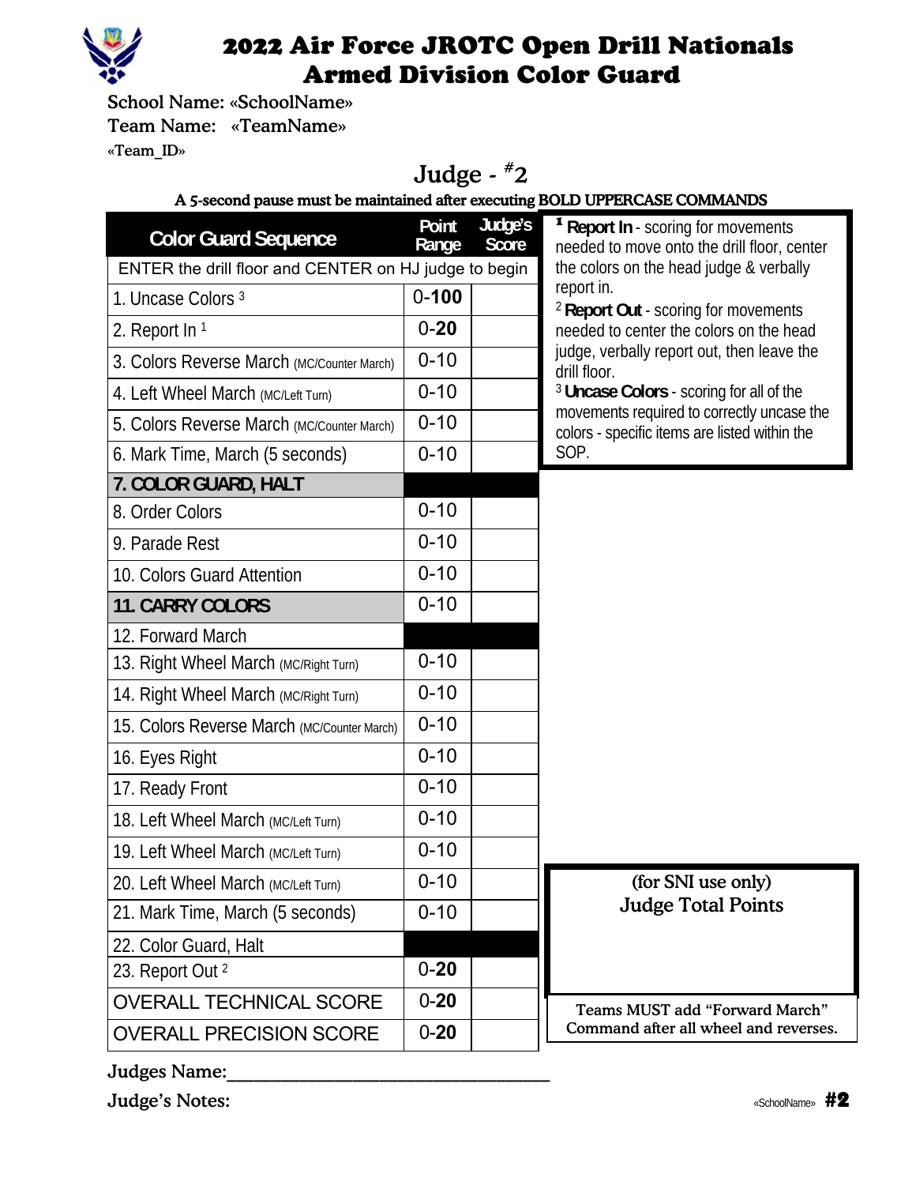# 2022 Air Force JROTC Open Drill Nationals
## Armed Division Color Guard

School Name: «SchoolName»

Team Name: «TeamName»

«Team_ID»

### Judge - #2

**A 5-second pause must be maintained after executing BOLD UPPERCASE COMMANDS**

| Color Guard Sequence | Point Range | Judge's Score |
|---|---|---|
| ENTER the drill floor and CENTER on HJ judge to begin | | |
| 1. Uncase Colors [3] | 0-**100** | |
| 2. Report In [1] | 0-**20** | |
| 3. Colors Reverse March (MC/Counter March) | 0-10 | |
| 4. Left Wheel March (MC/Left Turn) | 0-10 | |
| 5. Colors Reverse March (MC/Counter March) | 0-10 | |
| 6. Mark Time, March (5 seconds) | 0-10 | |
| **7. COLOR GUARD, HALT** | | |
| 8. Order Colors | 0-10 | |
| 9. Parade Rest | 0-10 | |
| 10. Colors Guard Attention | 0-10 | |
| **11. CARRY COLORS** | 0-10 | |
| 12. Forward March | | |
| 13. Right Wheel March (MC/Right Turn) | 0-10 | |
| 14. Right Wheel March (MC/Right Turn) | 0-10 | |
| 15. Colors Reverse March (MC/Counter March) | 0-10 | |
| 16. Eyes Right | 0-10 | |
| 17. Ready Front | 0-10 | |
| 18. Left Wheel March (MC/Left Turn) | 0-10 | |
| 19. Left Wheel March (MC/Left Turn) | 0-10 | |
| 20. Left Wheel March (MC/Left Turn) | 0-10 | |
| 21. Mark Time, March (5 seconds) | 0-10 | |
| 22. Color Guard, Halt | | |
| 23. Report Out [2] | 0-**20** | |
| OVERALL TECHNICAL SCORE | 0-**20** | |
| OVERALL PRECISION SCORE | 0-**20** | |

[1] **Report In** - scoring for movements needed to move onto the drill floor, center the colors on the head judge & verbally report in.

[2] **Report Out** - scoring for movements needed to center the colors on the head judge, verbally report out, then leave the drill floor.

[3] **Uncase Colors** - scoring for all of the movements required to correctly uncase the colors - specific items are listed within the SOP.

(for SNI use only)
**Judge Total Points**

Teams MUST add "Forward March" Command after all wheel and reverses.

Judges Name:________________________________

Judge's Notes:

«SchoolName» **#2**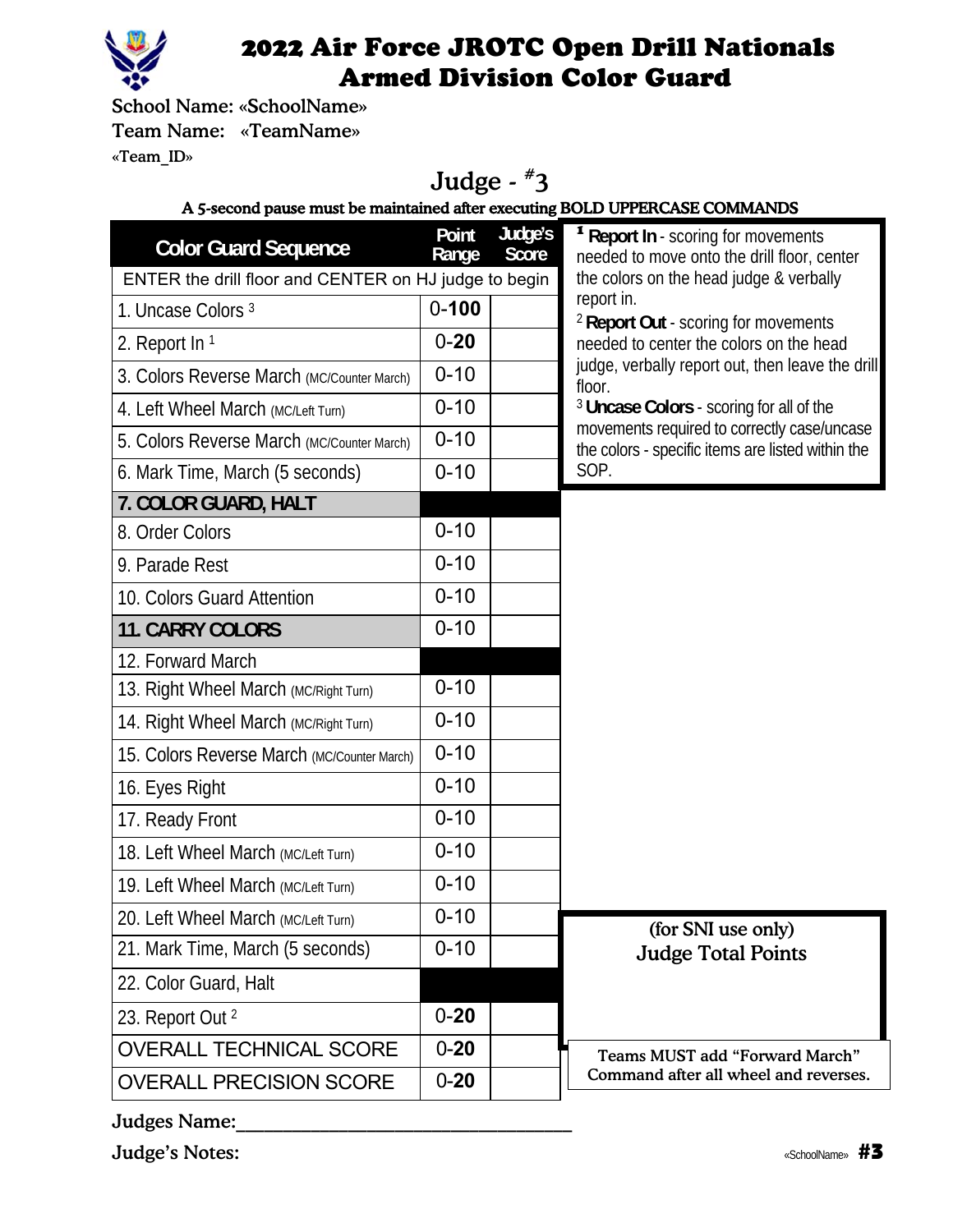# 2022 Air Force JROTC Open Drill Nationals
## Armed Division Color Guard

School Name: «SchoolName»

Team Name: «TeamName»

«Team_ID»

### Judge - #3

**A 5-second pause must be maintained after executing BOLD UPPERCASE COMMANDS**

| Color Guard Sequence | Point Range | Judge's Score |
|---|---|---|
| ENTER the drill floor and CENTER on HJ judge to begin | | |
| 1. Uncase Colors [3] | 0-**100** | |
| 2. Report In [1] | 0-**20** | |
| 3. Colors Reverse March (MC/Counter March) | 0-10 | |
| 4. Left Wheel March (MC/Left Turn) | 0-10 | |
| 5. Colors Reverse March (MC/Counter March) | 0-10 | |
| 6. Mark Time, March (5 seconds) | 0-10 | |
| **7. COLOR GUARD, HALT** | | |
| 8. Order Colors | 0-10 | |
| 9. Parade Rest | 0-10 | |
| 10. Colors Guard Attention | 0-10 | |
| **11. CARRY COLORS** | 0-10 | |
| 12. Forward March | | |
| 13. Right Wheel March (MC/Right Turn) | 0-10 | |
| 14. Right Wheel March (MC/Right Turn) | 0-10 | |
| 15. Colors Reverse March (MC/Counter March) | 0-10 | |
| 16. Eyes Right | 0-10 | |
| 17. Ready Front | 0-10 | |
| 18. Left Wheel March (MC/Left Turn) | 0-10 | |
| 19. Left Wheel March (MC/Left Turn) | 0-10 | |
| 20. Left Wheel March (MC/Left Turn) | 0-10 | |
| 21. Mark Time, March (5 seconds) | 0-10 | |
| 22. Color Guard, Halt | | |
| 23. Report Out [2] | 0-**20** | |
| OVERALL TECHNICAL SCORE | 0-**20** | |
| OVERALL PRECISION SCORE | 0-**20** | |

[1] **Report In** - scoring for movements needed to move onto the drill floor, center the colors on the head judge & verbally report in.

[2] **Report Out** - scoring for movements needed to center the colors on the head judge, verbally report out, then leave the drill floor.

[3] **Uncase Colors** - scoring for all of the movements required to correctly case/uncase the colors - specific items are listed within the SOP.

(for SNI use only)
**Judge Total Points**

Teams MUST add "Forward March" Command after all wheel and reverses.

Judges Name:___________________________________

Judge's Notes: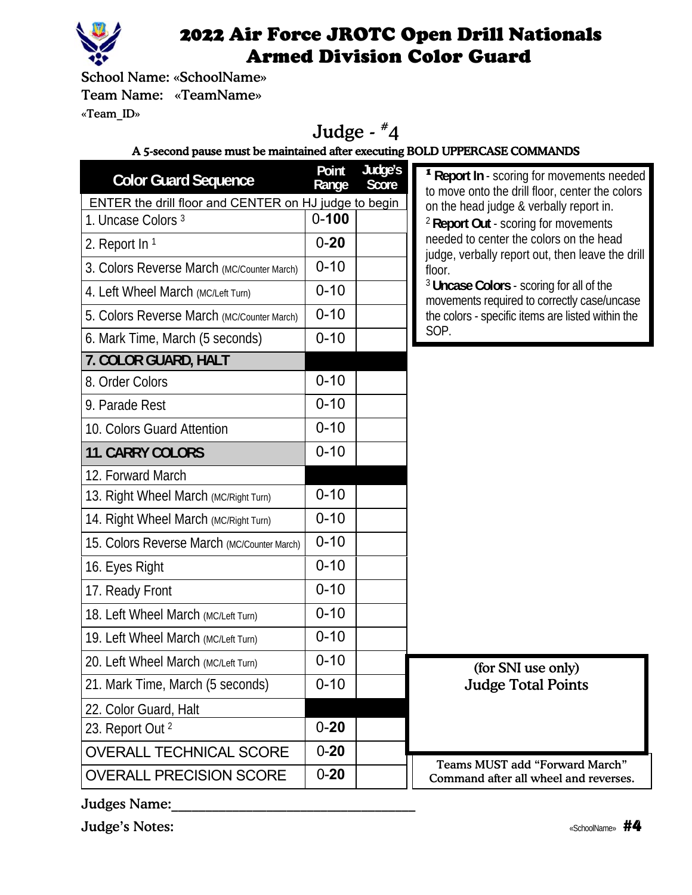# 2022 Air Force JROTC Open Drill Nationals
## Armed Division Color Guard

School Name: «SchoolName»

Team Name: «TeamName»

«Team_ID»

## Judge - #4

**A 5-second pause must be maintained after executing BOLD UPPERCASE COMMANDS**

| Color Guard Sequence | Point Range | Judge's Score |
|---|---|---|
| ENTER the drill floor and CENTER on HJ judge to begin | | |
| 1. Uncase Colors [3] | 0-**100** | |
| 2. Report In [1] | 0-**20** | |
| 3. Colors Reverse March (MC/Counter March) | 0-10 | |
| 4. Left Wheel March (MC/Left Turn) | 0-10 | |
| 5. Colors Reverse March (MC/Counter March) | 0-10 | |
| 6. Mark Time, March (5 seconds) | 0-10 | |
| **7. COLOR GUARD, HALT** | | |
| 8. Order Colors | 0-10 | |
| 9. Parade Rest | 0-10 | |
| 10. Colors Guard Attention | 0-10 | |
| **11. CARRY COLORS** | 0-10 | |
| 12. Forward March | | |
| 13. Right Wheel March (MC/Right Turn) | 0-10 | |
| 14. Right Wheel March (MC/Right Turn) | 0-10 | |
| 15. Colors Reverse March (MC/Counter March) | 0-10 | |
| 16. Eyes Right | 0-10 | |
| 17. Ready Front | 0-10 | |
| 18. Left Wheel March (MC/Left Turn) | 0-10 | |
| 19. Left Wheel March (MC/Left Turn) | 0-10 | |
| 20. Left Wheel March (MC/Left Turn) | 0-10 | |
| 21. Mark Time, March (5 seconds) | 0-10 | |
| 22. Color Guard, Halt | | |
| 23. Report Out [2] | 0-**20** | |
| OVERALL TECHNICAL SCORE | 0-**20** | |
| OVERALL PRECISION SCORE | 0-**20** | |

[1] **Report In** - scoring for movements needed to move onto the drill floor, center the colors on the head judge & verbally report in.

[2] **Report Out** - scoring for movements needed to center the colors on the head judge, verbally report out, then leave the drill floor.

[3] **Uncase Colors** - scoring for all of the movements required to correctly case/uncase the colors - specific items are listed within the SOP.

(for SNI use only)
**Judge Total Points**

Teams MUST add "Forward March" Command after all wheel and reverses.

Judges Name:\_\_\_\_\_\_\_\_\_\_\_\_\_\_\_\_\_\_\_\_\_\_\_\_\_\_\_\_\_\_\_\_

Judge's Notes:

«SchoolName» **#4**